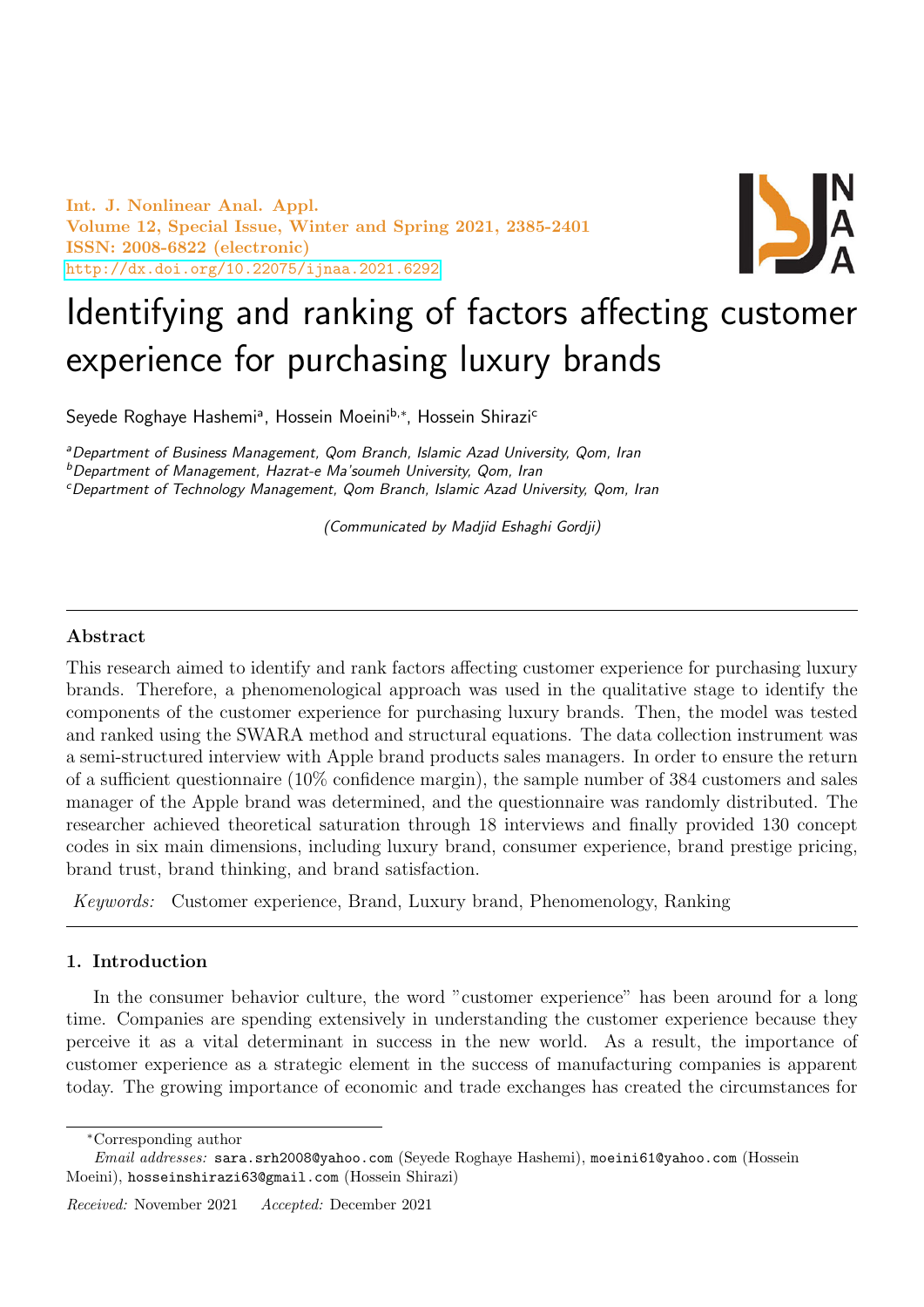# Identifying and ranking of factors affecting customer experience for purchasing luxury brands

Seyede Roghaye Hashemi[a], Hossein Moeini[b,*], Hossein Shirazi[c]

[a]*Department of Business Management, Qom Branch, Islamic Azad University, Qom, Iran*
[b]*Department of Management, Hazrat-e Ma'soumeh University, Qom, Iran*
[c]*Department of Technology Management, Qom Branch, Islamic Azad University, Qom, Iran*

*(Communicated by Madjid Eshaghi Gordji)*

---

### Abstract

This research aimed to identify and rank factors affecting customer experience for purchasing luxury brands. Therefore, a phenomenological approach was used in the qualitative stage to identify the components of the customer experience for purchasing luxury brands. Then, the model was tested and ranked using the SWARA method and structural equations. The data collection instrument was a semi-structured interview with Apple brand products sales managers. In order to ensure the return of a sufficient questionnaire (10% confidence margin), the sample number of 384 customers and sales manager of the Apple brand was determined, and the questionnaire was randomly distributed. The researcher achieved theoretical saturation through 18 interviews and finally provided 130 concept codes in six main dimensions, including luxury brand, consumer experience, brand prestige pricing, brand trust, brand thinking, and brand satisfaction.

*Keywords:* Customer experience, Brand, Luxury brand, Phenomenology, Ranking

---

## 1. Introduction

In the consumer behavior culture, the word "customer experience" has been around for a long time. Companies are spending extensively in understanding the customer experience because they perceive it as a vital determinant in success in the new world. As a result, the importance of customer experience as a strategic element in the success of manufacturing companies is apparent today. The growing importance of economic and trade exchanges has created the circumstances for

---

*Corresponding author

*Email addresses:* sara.srh2008@yahoo.com (Seyede Roghaye Hashemi), moeini61@yahoo.com (Hossein Moeini), hosseinshirazi63@gmail.com (Hossein Shirazi)

*Received:* November 2021 *Accepted:* December 2021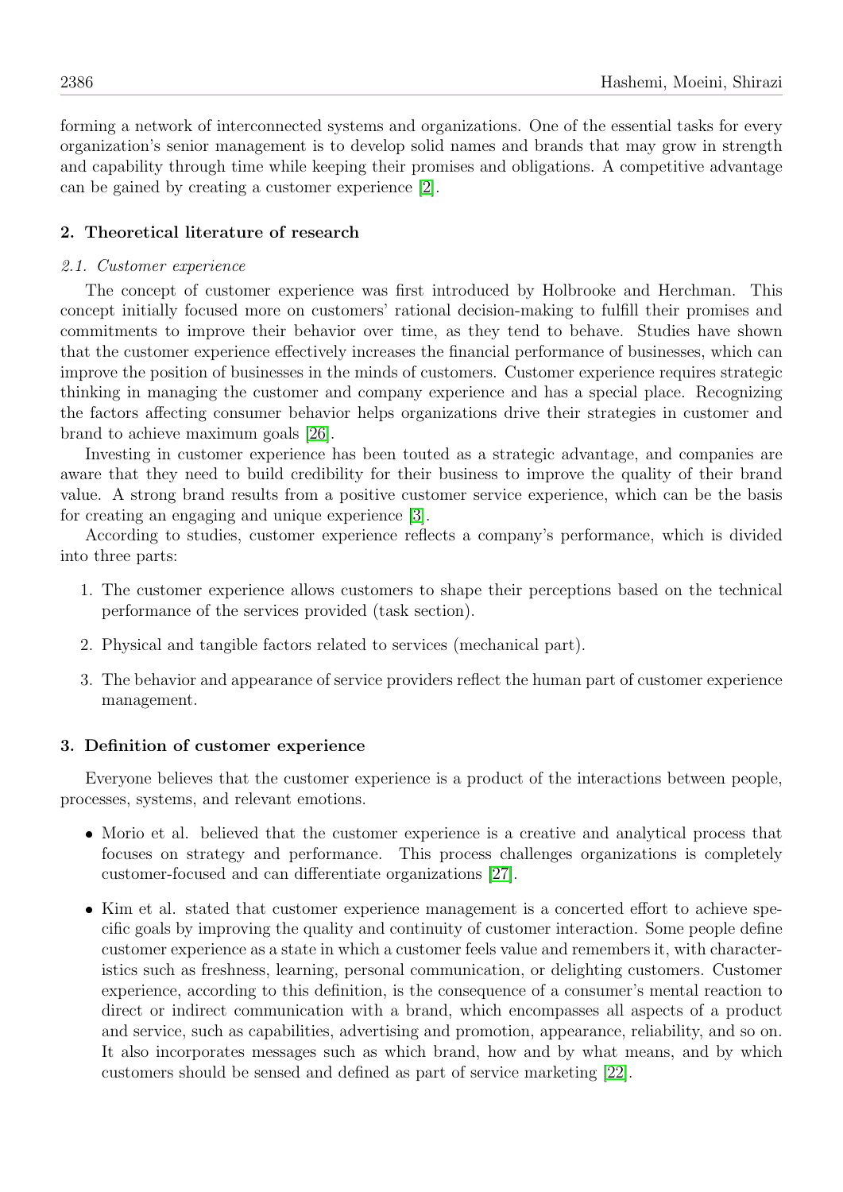forming a network of interconnected systems and organizations. One of the essential tasks for every organization's senior management is to develop solid names and brands that may grow in strength and capability through time while keeping their promises and obligations. A competitive advantage can be gained by creating a customer experience [2].

## 2. Theoretical literature of research

### 2.1. Customer experience

The concept of customer experience was first introduced by Holbrooke and Herchman. This concept initially focused more on customers' rational decision-making to fulfill their promises and commitments to improve their behavior over time, as they tend to behave. Studies have shown that the customer experience effectively increases the financial performance of businesses, which can improve the position of businesses in the minds of customers. Customer experience requires strategic thinking in managing the customer and company experience and has a special place. Recognizing the factors affecting consumer behavior helps organizations drive their strategies in customer and brand to achieve maximum goals [26].

Investing in customer experience has been touted as a strategic advantage, and companies are aware that they need to build credibility for their business to improve the quality of their brand value. A strong brand results from a positive customer service experience, which can be the basis for creating an engaging and unique experience [3].

According to studies, customer experience reflects a company's performance, which is divided into three parts:

1. The customer experience allows customers to shape their perceptions based on the technical performance of the services provided (task section).
2. Physical and tangible factors related to services (mechanical part).
3. The behavior and appearance of service providers reflect the human part of customer experience management.

## 3. Definition of customer experience

Everyone believes that the customer experience is a product of the interactions between people, processes, systems, and relevant emotions.

- Morio et al. believed that the customer experience is a creative and analytical process that focuses on strategy and performance. This process challenges organizations is completely customer-focused and can differentiate organizations [27].
- Kim et al. stated that customer experience management is a concerted effort to achieve specific goals by improving the quality and continuity of customer interaction. Some people define customer experience as a state in which a customer feels value and remembers it, with characteristics such as freshness, learning, personal communication, or delighting customers. Customer experience, according to this definition, is the consequence of a consumer's mental reaction to direct or indirect communication with a brand, which encompasses all aspects of a product and service, such as capabilities, advertising and promotion, appearance, reliability, and so on. It also incorporates messages such as which brand, how and by what means, and by which customers should be sensed and defined as part of service marketing [22].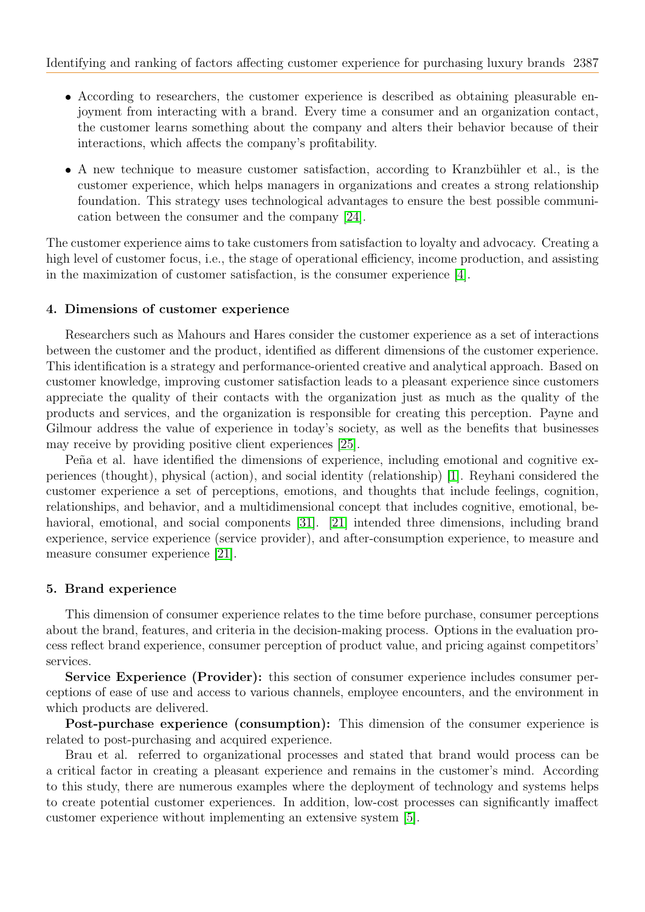- According to researchers, the customer experience is described as obtaining pleasurable enjoyment from interacting with a brand. Every time a consumer and an organization contact, the customer learns something about the company and alters their behavior because of their interactions, which affects the company's profitability.
- A new technique to measure customer satisfaction, according to Kranzbühler et al., is the customer experience, which helps managers in organizations and creates a strong relationship foundation. This strategy uses technological advantages to ensure the best possible communication between the consumer and the company [24].

The customer experience aims to take customers from satisfaction to loyalty and advocacy. Creating a high level of customer focus, i.e., the stage of operational efficiency, income production, and assisting in the maximization of customer satisfaction, is the consumer experience [4].

## 4. Dimensions of customer experience

Researchers such as Mahours and Hares consider the customer experience as a set of interactions between the customer and the product, identified as different dimensions of the customer experience. This identification is a strategy and performance-oriented creative and analytical approach. Based on customer knowledge, improving customer satisfaction leads to a pleasant experience since customers appreciate the quality of their contacts with the organization just as much as the quality of the products and services, and the organization is responsible for creating this perception. Payne and Gilmour address the value of experience in today's society, as well as the benefits that businesses may receive by providing positive client experiences [25].

Peña et al. have identified the dimensions of experience, including emotional and cognitive experiences (thought), physical (action), and social identity (relationship) [1]. Reyhani considered the customer experience a set of perceptions, emotions, and thoughts that include feelings, cognition, relationships, and behavior, and a multidimensional concept that includes cognitive, emotional, behavioral, emotional, and social components [31]. [21] intended three dimensions, including brand experience, service experience (service provider), and after-consumption experience, to measure and measure consumer experience [21].

## 5. Brand experience

This dimension of consumer experience relates to the time before purchase, consumer perceptions about the brand, features, and criteria in the decision-making process. Options in the evaluation process reflect brand experience, consumer perception of product value, and pricing against competitors' services.

**Service Experience (Provider):** this section of consumer experience includes consumer perceptions of ease of use and access to various channels, employee encounters, and the environment in which products are delivered.

**Post-purchase experience (consumption):** This dimension of the consumer experience is related to post-purchasing and acquired experience.

Brau et al. referred to organizational processes and stated that brand would process can be a critical factor in creating a pleasant experience and remains in the customer's mind. According to this study, there are numerous examples where the deployment of technology and systems helps to create potential customer experiences. In addition, low-cost processes can significantly imaffect customer experience without implementing an extensive system [5].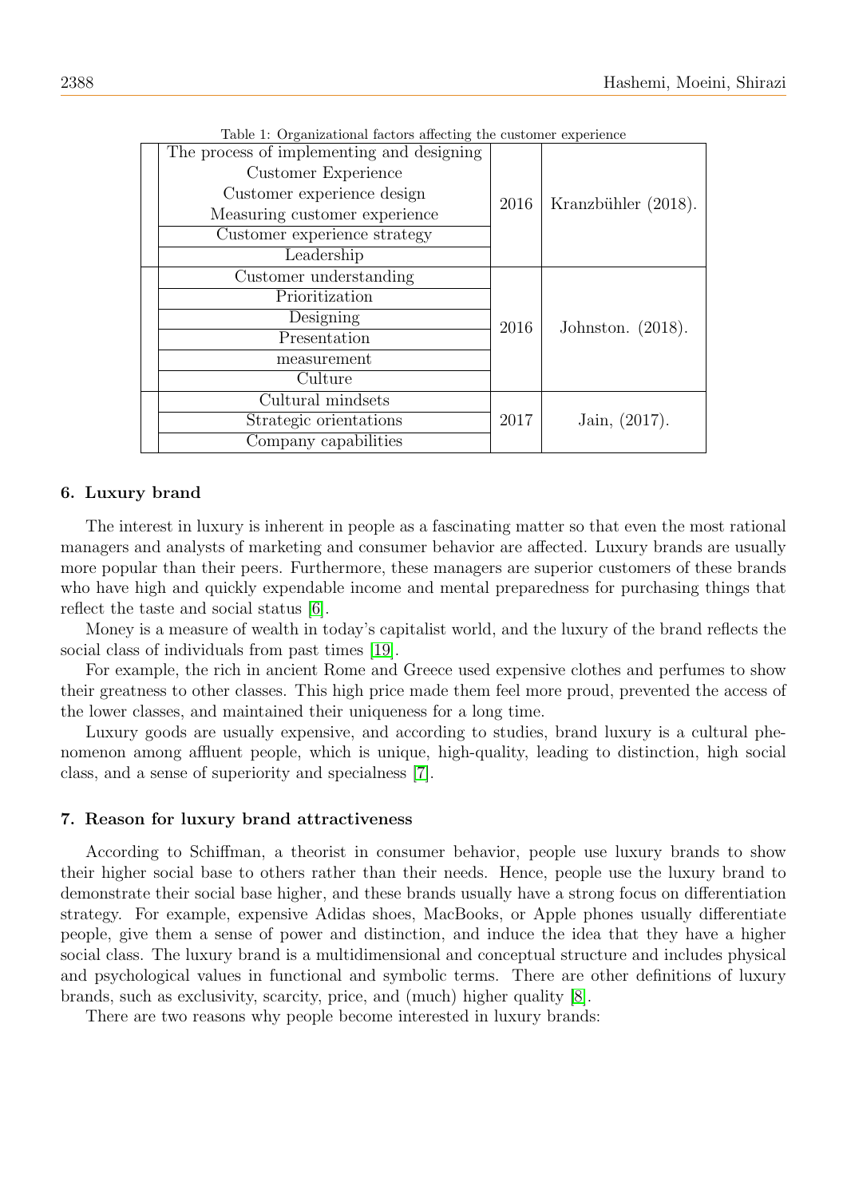Table 1: Organizational factors affecting the customer experience

| | | | |
|---|---|---|---|
| | The process of implementing and designing Customer Experience<br>Customer experience design<br>Measuring customer experience | 2016 | Kranzbühler (2018). |
| | Customer experience strategy | | |
| | Leadership | | |
| | Customer understanding | 2016 | Johnston. (2018). |
| | Prioritization | | |
| | Designing | | |
| | Presentation | | |
| | measurement | | |
| | Culture | | |
| | Cultural mindsets | 2017 | Jain, (2017). |
| | Strategic orientations | | |
| | Company capabilities | | |

## 6. Luxury brand

The interest in luxury is inherent in people as a fascinating matter so that even the most rational managers and analysts of marketing and consumer behavior are affected. Luxury brands are usually more popular than their peers. Furthermore, these managers are superior customers of these brands who have high and quickly expendable income and mental preparedness for purchasing things that reflect the taste and social status [6].

Money is a measure of wealth in today's capitalist world, and the luxury of the brand reflects the social class of individuals from past times [19].

For example, the rich in ancient Rome and Greece used expensive clothes and perfumes to show their greatness to other classes. This high price made them feel more proud, prevented the access of the lower classes, and maintained their uniqueness for a long time.

Luxury goods are usually expensive, and according to studies, brand luxury is a cultural phenomenon among affluent people, which is unique, high-quality, leading to distinction, high social class, and a sense of superiority and specialness [7].

## 7. Reason for luxury brand attractiveness

According to Schiffman, a theorist in consumer behavior, people use luxury brands to show their higher social base to others rather than their needs. Hence, people use the luxury brand to demonstrate their social base higher, and these brands usually have a strong focus on differentiation strategy. For example, expensive Adidas shoes, MacBooks, or Apple phones usually differentiate people, give them a sense of power and distinction, and induce the idea that they have a higher social class. The luxury brand is a multidimensional and conceptual structure and includes physical and psychological values in functional and symbolic terms. There are other definitions of luxury brands, such as exclusivity, scarcity, price, and (much) higher quality [8].

There are two reasons why people become interested in luxury brands: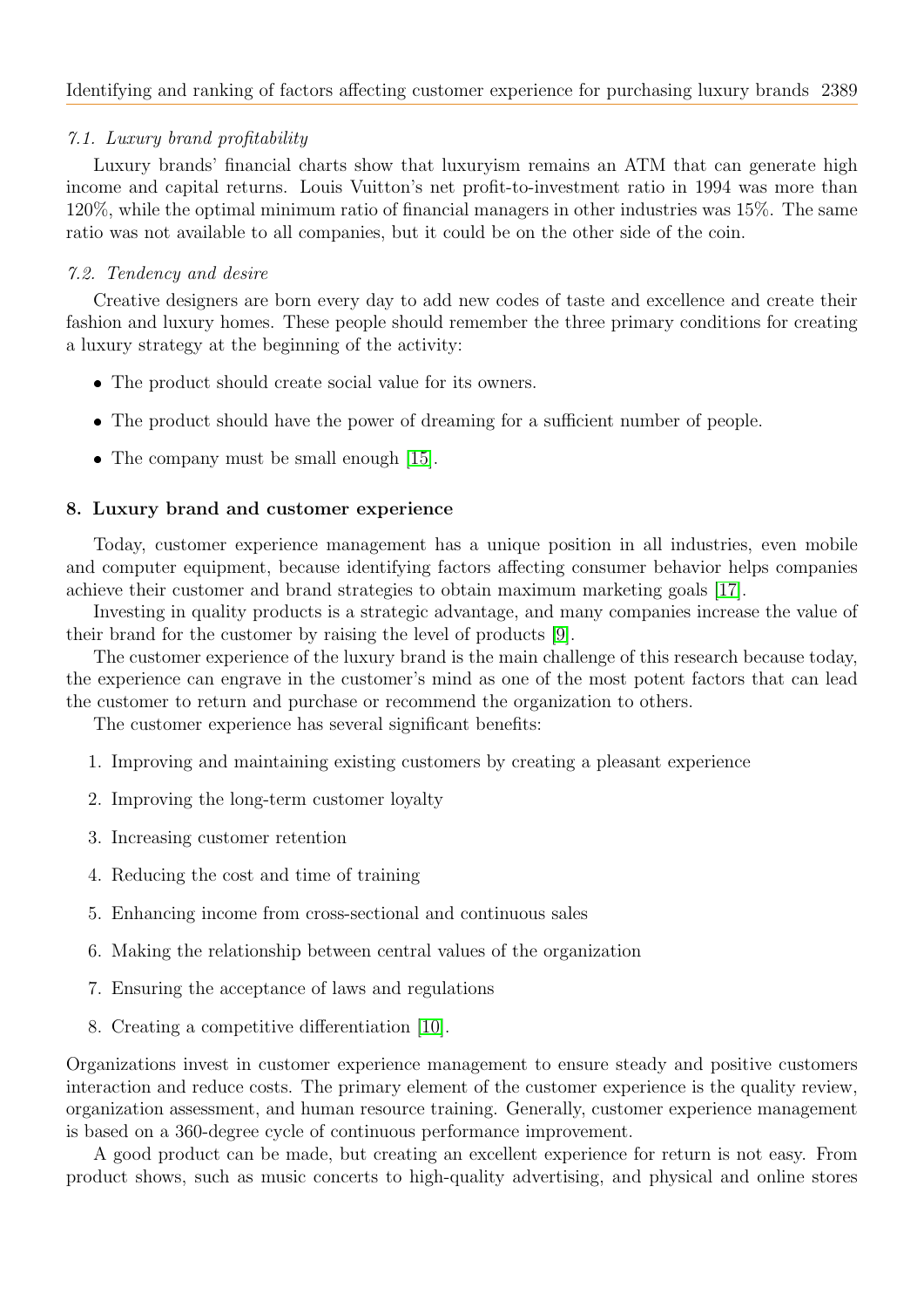### *7.1. Luxury brand profitability*

Luxury brands' financial charts show that luxuryism remains an ATM that can generate high income and capital returns. Louis Vuitton's net profit-to-investment ratio in 1994 was more than 120%, while the optimal minimum ratio of financial managers in other industries was 15%. The same ratio was not available to all companies, but it could be on the other side of the coin.

### *7.2. Tendency and desire*

Creative designers are born every day to add new codes of taste and excellence and create their fashion and luxury homes. These people should remember the three primary conditions for creating a luxury strategy at the beginning of the activity:

- The product should create social value for its owners.
- The product should have the power of dreaming for a sufficient number of people.
- The company must be small enough [15].

## 8. Luxury brand and customer experience

Today, customer experience management has a unique position in all industries, even mobile and computer equipment, because identifying factors affecting consumer behavior helps companies achieve their customer and brand strategies to obtain maximum marketing goals [17].

Investing in quality products is a strategic advantage, and many companies increase the value of their brand for the customer by raising the level of products [9].

The customer experience of the luxury brand is the main challenge of this research because today, the experience can engrave in the customer's mind as one of the most potent factors that can lead the customer to return and purchase or recommend the organization to others.

The customer experience has several significant benefits:

1. Improving and maintaining existing customers by creating a pleasant experience
2. Improving the long-term customer loyalty
3. Increasing customer retention
4. Reducing the cost and time of training
5. Enhancing income from cross-sectional and continuous sales
6. Making the relationship between central values of the organization
7. Ensuring the acceptance of laws and regulations
8. Creating a competitive differentiation [10].

Organizations invest in customer experience management to ensure steady and positive customers interaction and reduce costs. The primary element of the customer experience is the quality review, organization assessment, and human resource training. Generally, customer experience management is based on a 360-degree cycle of continuous performance improvement.

A good product can be made, but creating an excellent experience for return is not easy. From product shows, such as music concerts to high-quality advertising, and physical and online stores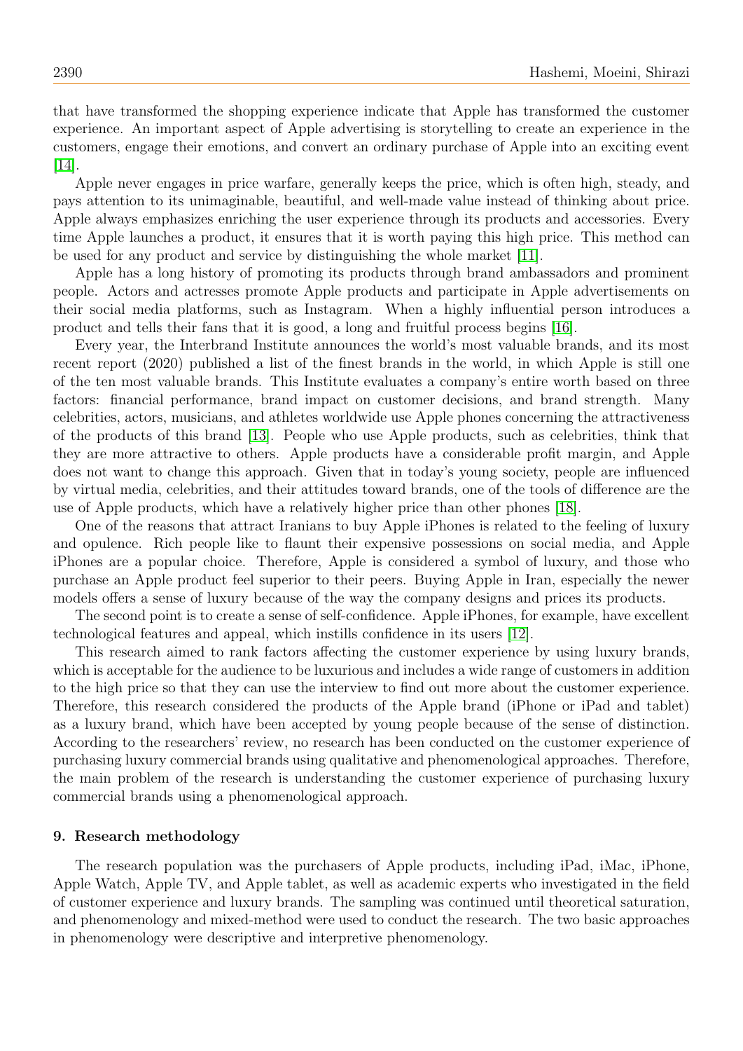that have transformed the shopping experience indicate that Apple has transformed the customer experience. An important aspect of Apple advertising is storytelling to create an experience in the customers, engage their emotions, and convert an ordinary purchase of Apple into an exciting event [14].

Apple never engages in price warfare, generally keeps the price, which is often high, steady, and pays attention to its unimaginable, beautiful, and well-made value instead of thinking about price. Apple always emphasizes enriching the user experience through its products and accessories. Every time Apple launches a product, it ensures that it is worth paying this high price. This method can be used for any product and service by distinguishing the whole market [11].

Apple has a long history of promoting its products through brand ambassadors and prominent people. Actors and actresses promote Apple products and participate in Apple advertisements on their social media platforms, such as Instagram. When a highly influential person introduces a product and tells their fans that it is good, a long and fruitful process begins [16].

Every year, the Interbrand Institute announces the world's most valuable brands, and its most recent report (2020) published a list of the finest brands in the world, in which Apple is still one of the ten most valuable brands. This Institute evaluates a company's entire worth based on three factors: financial performance, brand impact on customer decisions, and brand strength. Many celebrities, actors, musicians, and athletes worldwide use Apple phones concerning the attractiveness of the products of this brand [13]. People who use Apple products, such as celebrities, think that they are more attractive to others. Apple products have a considerable profit margin, and Apple does not want to change this approach. Given that in today's young society, people are influenced by virtual media, celebrities, and their attitudes toward brands, one of the tools of difference are the use of Apple products, which have a relatively higher price than other phones [18].

One of the reasons that attract Iranians to buy Apple iPhones is related to the feeling of luxury and opulence. Rich people like to flaunt their expensive possessions on social media, and Apple iPhones are a popular choice. Therefore, Apple is considered a symbol of luxury, and those who purchase an Apple product feel superior to their peers. Buying Apple in Iran, especially the newer models offers a sense of luxury because of the way the company designs and prices its products.

The second point is to create a sense of self-confidence. Apple iPhones, for example, have excellent technological features and appeal, which instills confidence in its users [12].

This research aimed to rank factors affecting the customer experience by using luxury brands, which is acceptable for the audience to be luxurious and includes a wide range of customers in addition to the high price so that they can use the interview to find out more about the customer experience. Therefore, this research considered the products of the Apple brand (iPhone or iPad and tablet) as a luxury brand, which have been accepted by young people because of the sense of distinction. According to the researchers' review, no research has been conducted on the customer experience of purchasing luxury commercial brands using qualitative and phenomenological approaches. Therefore, the main problem of the research is understanding the customer experience of purchasing luxury commercial brands using a phenomenological approach.

## 9. Research methodology

The research population was the purchasers of Apple products, including iPad, iMac, iPhone, Apple Watch, Apple TV, and Apple tablet, as well as academic experts who investigated in the field of customer experience and luxury brands. The sampling was continued until theoretical saturation, and phenomenology and mixed-method were used to conduct the research. The two basic approaches in phenomenology were descriptive and interpretive phenomenology.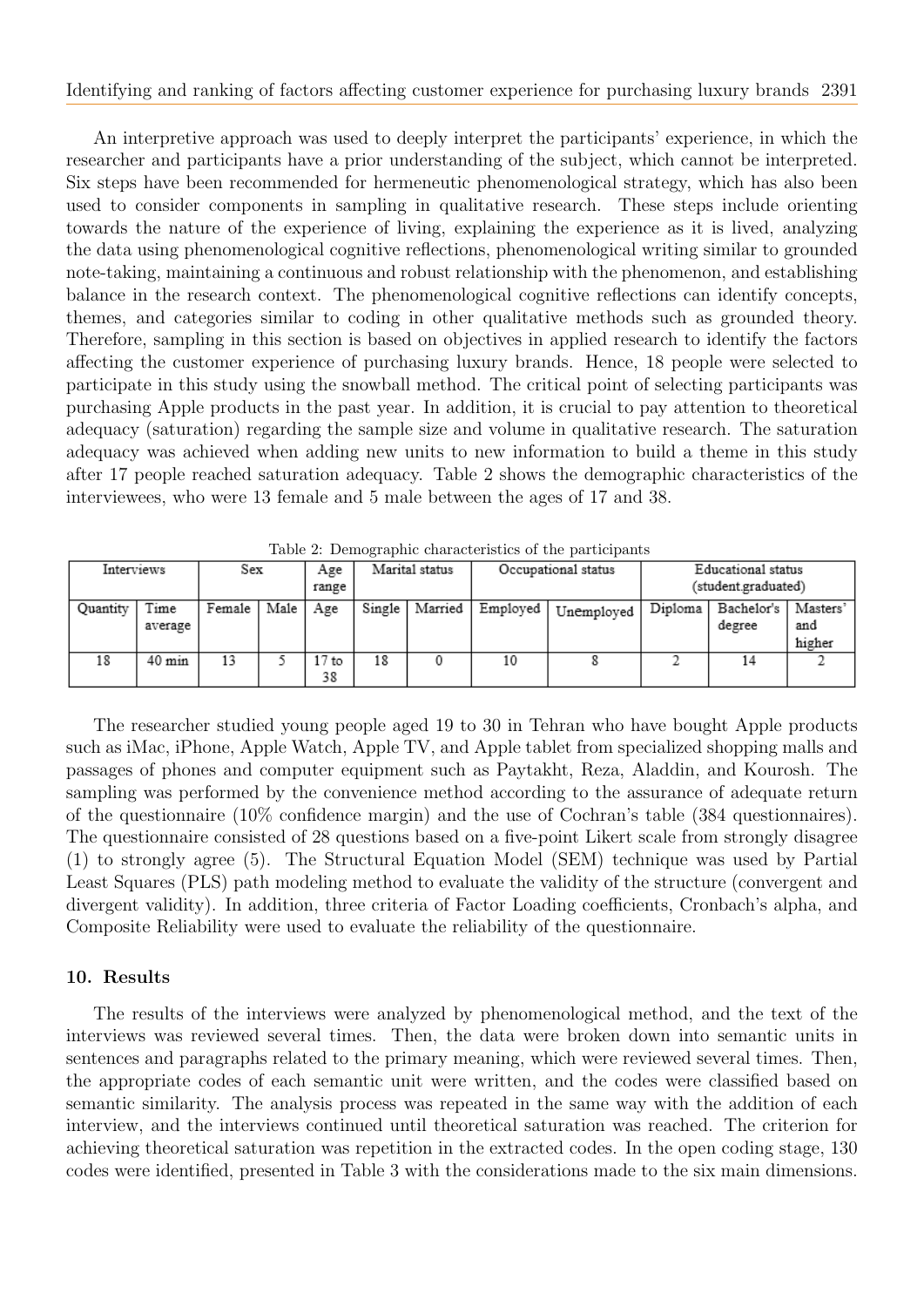An interpretive approach was used to deeply interpret the participants' experience, in which the researcher and participants have a prior understanding of the subject, which cannot be interpreted. Six steps have been recommended for hermeneutic phenomenological strategy, which has also been used to consider components in sampling in qualitative research. These steps include orienting towards the nature of the experience of living, explaining the experience as it is lived, analyzing the data using phenomenological cognitive reflections, phenomenological writing similar to grounded note-taking, maintaining a continuous and robust relationship with the phenomenon, and establishing balance in the research context. The phenomenological cognitive reflections can identify concepts, themes, and categories similar to coding in other qualitative methods such as grounded theory. Therefore, sampling in this section is based on objectives in applied research to identify the factors affecting the customer experience of purchasing luxury brands. Hence, 18 people were selected to participate in this study using the snowball method. The critical point of selecting participants was purchasing Apple products in the past year. In addition, it is crucial to pay attention to theoretical adequacy (saturation) regarding the sample size and volume in qualitative research. The saturation adequacy was achieved when adding new units to new information to build a theme in this study after 17 people reached saturation adequacy. Table 2 shows the demographic characteristics of the interviewees, who were 13 female and 5 male between the ages of 17 and 38.

Table 2: Demographic characteristics of the participants

| Interviews | | Sex | | Age range | Marital status | | Occupational status | | Educational status (student.graduated) | | |
|---|---|---|---|---|---|---|---|---|---|---|---|
| Quantity | Time average | Female | Male | Age | Single | Married | Employed | Unemployed | Diploma | Bachelor's degree | Masters' and higher |
| 18 | 40 min | 13 | 5 | 17 to 38 | 18 | 0 | 10 | 8 | 2 | 14 | 2 |

The researcher studied young people aged 19 to 30 in Tehran who have bought Apple products such as iMac, iPhone, Apple Watch, Apple TV, and Apple tablet from specialized shopping malls and passages of phones and computer equipment such as Paytakht, Reza, Aladdin, and Kourosh. The sampling was performed by the convenience method according to the assurance of adequate return of the questionnaire (10% confidence margin) and the use of Cochran's table (384 questionnaires). The questionnaire consisted of 28 questions based on a five-point Likert scale from strongly disagree (1) to strongly agree (5). The Structural Equation Model (SEM) technique was used by Partial Least Squares (PLS) path modeling method to evaluate the validity of the structure (convergent and divergent validity). In addition, three criteria of Factor Loading coefficients, Cronbach's alpha, and Composite Reliability were used to evaluate the reliability of the questionnaire.

## 10. Results

The results of the interviews were analyzed by phenomenological method, and the text of the interviews was reviewed several times. Then, the data were broken down into semantic units in sentences and paragraphs related to the primary meaning, which were reviewed several times. Then, the appropriate codes of each semantic unit were written, and the codes were classified based on semantic similarity. The analysis process was repeated in the same way with the addition of each interview, and the interviews continued until theoretical saturation was reached. The criterion for achieving theoretical saturation was repetition in the extracted codes. In the open coding stage, 130 codes were identified, presented in Table 3 with the considerations made to the six main dimensions.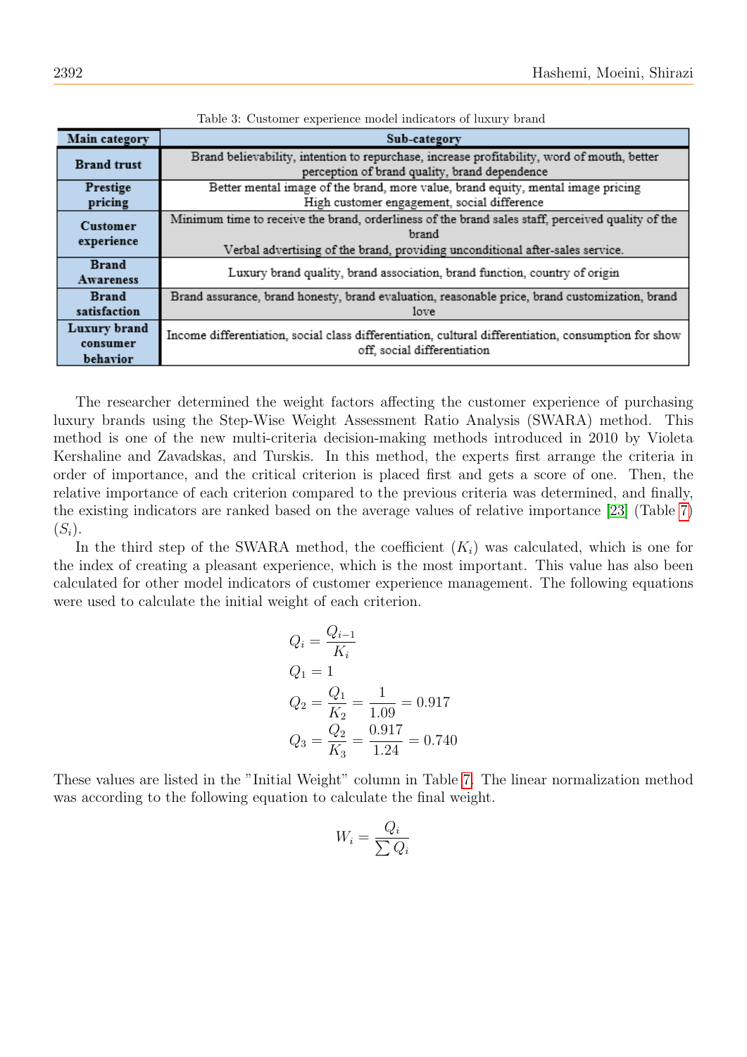Table 3: Customer experience model indicators of luxury brand

| Main category | Sub-category |
|---|---|
| **Brand trust** | Brand believability, intention to repurchase, increase profitability, word of mouth, better perception of brand quality, brand dependence |
| **Prestige pricing** | Better mental image of the brand, more value, brand equity, mental image pricing High customer engagement, social difference |
| **Customer experience** | Minimum time to receive the brand, orderliness of the brand sales staff, perceived quality of the brand Verbal advertising of the brand, providing unconditional after-sales service. |
| **Brand Awareness** | Luxury brand quality, brand association, brand function, country of origin |
| **Brand satisfaction** | Brand assurance, brand honesty, brand evaluation, reasonable price, brand customization, brand love |
| **Luxury brand consumer behavior** | Income differentiation, social class differentiation, cultural differentiation, consumption for show off, social differentiation |

The researcher determined the weight factors affecting the customer experience of purchasing luxury brands using the Step-Wise Weight Assessment Ratio Analysis (SWARA) method. This method is one of the new multi-criteria decision-making methods introduced in 2010 by Violeta Kershaline and Zavadskas, and Turskis. In this method, the experts first arrange the criteria in order of importance, and the critical criterion is placed first and gets a score of one. Then, the relative importance of each criterion compared to the previous criteria was determined, and finally, the existing indicators are ranked based on the average values of relative importance [23] (Table 7) ($S_i$).

In the third step of the SWARA method, the coefficient ($K_i$) was calculated, which is one for the index of creating a pleasant experience, which is the most important. This value has also been calculated for other model indicators of customer experience management. The following equations were used to calculate the initial weight of each criterion.

$$
\begin{aligned}
Q_i &= \frac{Q_{i-1}}{K_i} \\
Q_1 &= 1 \\
Q_2 &= \frac{Q_1}{K_2} = \frac{1}{1.09} = 0.917 \\
Q_3 &= \frac{Q_2}{K_3} = \frac{0.917}{1.24} = 0.740
\end{aligned}
$$

These values are listed in the "Initial Weight" column in Table 7. The linear normalization method was according to the following equation to calculate the final weight.

$$W_i = \frac{Q_i}{\sum Q_i}$$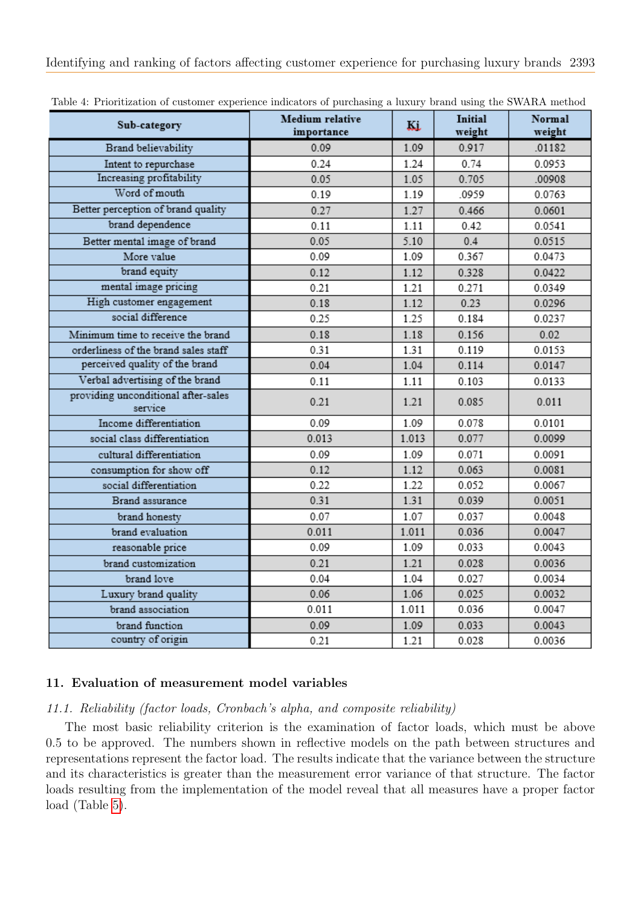Table 4: Prioritization of customer experience indicators of purchasing a luxury brand using the SWARA method

| Sub-category | Medium relative importance | Kj | Initial weight | Normal weight |
|---|---|---|---|---|
| Brand believability | 0.09 | 1.09 | 0.917 | .01182 |
| Intent to repurchase | 0.24 | 1.24 | 0.74 | 0.0953 |
| Increasing profitability | 0.05 | 1.05 | 0.705 | .00908 |
| Word of mouth | 0.19 | 1.19 | .0959 | 0.0763 |
| Better perception of brand quality | 0.27 | 1.27 | 0.466 | 0.0601 |
| brand dependence | 0.11 | 1.11 | 0.42 | 0.0541 |
| Better mental image of brand | 0.05 | 5.10 | 0.4 | 0.0515 |
| More value | 0.09 | 1.09 | 0.367 | 0.0473 |
| brand equity | 0.12 | 1.12 | 0.328 | 0.0422 |
| mental image pricing | 0.21 | 1.21 | 0.271 | 0.0349 |
| High customer engagement | 0.18 | 1.12 | 0.23 | 0.0296 |
| social difference | 0.25 | 1.25 | 0.184 | 0.0237 |
| Minimum time to receive the brand | 0.18 | 1.18 | 0.156 | 0.02 |
| orderliness of the brand sales staff | 0.31 | 1.31 | 0.119 | 0.0153 |
| perceived quality of the brand | 0.04 | 1.04 | 0.114 | 0.0147 |
| Verbal advertising of the brand | 0.11 | 1.11 | 0.103 | 0.0133 |
| providing unconditional after-sales service | 0.21 | 1.21 | 0.085 | 0.011 |
| Income differentiation | 0.09 | 1.09 | 0.078 | 0.0101 |
| social class differentiation | 0.013 | 1.013 | 0.077 | 0.0099 |
| cultural differentiation | 0.09 | 1.09 | 0.071 | 0.0091 |
| consumption for show off | 0.12 | 1.12 | 0.063 | 0.0081 |
| social differentiation | 0.22 | 1.22 | 0.052 | 0.0067 |
| Brand assurance | 0.31 | 1.31 | 0.039 | 0.0051 |
| brand honesty | 0.07 | 1.07 | 0.037 | 0.0048 |
| brand evaluation | 0.011 | 1.011 | 0.036 | 0.0047 |
| reasonable price | 0.09 | 1.09 | 0.033 | 0.0043 |
| brand customization | 0.21 | 1.21 | 0.028 | 0.0036 |
| brand love | 0.04 | 1.04 | 0.027 | 0.0034 |
| Luxury brand quality | 0.06 | 1.06 | 0.025 | 0.0032 |
| brand association | 0.011 | 1.011 | 0.036 | 0.0047 |
| brand function | 0.09 | 1.09 | 0.033 | 0.0043 |
| country of origin | 0.21 | 1.21 | 0.028 | 0.0036 |

## 11. Evaluation of measurement model variables

### *11.1. Reliability (factor loads, Cronbach's alpha, and composite reliability)*

The most basic reliability criterion is the examination of factor loads, which must be above 0.5 to be approved. The numbers shown in reflective models on the path between structures and representations represent the factor load. The results indicate that the variance between the structure and its characteristics is greater than the measurement error variance of that structure. The factor loads resulting from the implementation of the model reveal that all measures have a proper factor load (Table 5).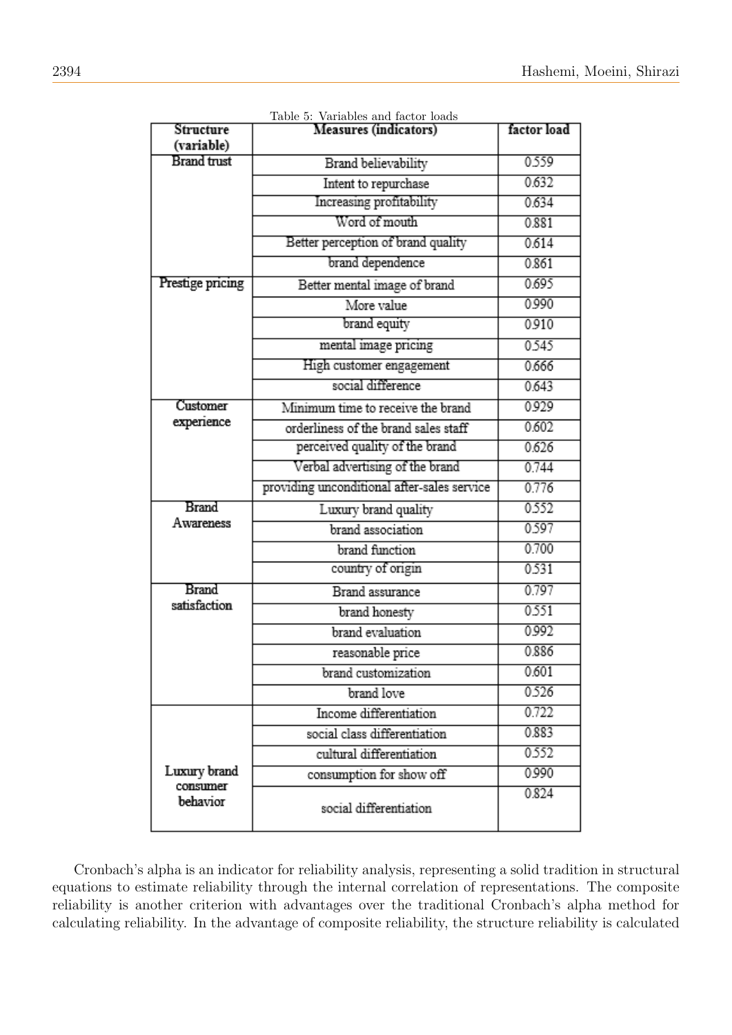Table 5: Variables and factor loads

| Structure (variable) | Measures (indicators) | factor load |
|---|---|---|
| Brand trust | Brand believability | 0.559 |
| | Intent to repurchase | 0.632 |
| | Increasing profitability | 0.634 |
| | Word of mouth | 0.881 |
| | Better perception of brand quality | 0.614 |
| | brand dependence | 0.861 |
| Prestige pricing | Better mental image of brand | 0.695 |
| | More value | 0.990 |
| | brand equity | 0.910 |
| | mental image pricing | 0.545 |
| | High customer engagement | 0.666 |
| | social difference | 0.643 |
| Customer experience | Minimum time to receive the brand | 0.929 |
| | orderliness of the brand sales staff | 0.602 |
| | perceived quality of the brand | 0.626 |
| | Verbal advertising of the brand | 0.744 |
| | providing unconditional after-sales service | 0.776 |
| Brand Awareness | Luxury brand quality | 0.552 |
| | brand association | 0.597 |
| | brand function | 0.700 |
| | country of origin | 0.531 |
| Brand satisfaction | Brand assurance | 0.797 |
| | brand honesty | 0.551 |
| | brand evaluation | 0.992 |
| | reasonable price | 0.886 |
| | brand customization | 0.601 |
| | brand love | 0.526 |
| Luxury brand consumer behavior | Income differentiation | 0.722 |
| | social class differentiation | 0.883 |
| | cultural differentiation | 0.552 |
| | consumption for show off | 0.990 |
| | social differentiation | 0.824 |

Cronbach's alpha is an indicator for reliability analysis, representing a solid tradition in structural equations to estimate reliability through the internal correlation of representations. The composite reliability is another criterion with advantages over the traditional Cronbach's alpha method for calculating reliability. In the advantage of composite reliability, the structure reliability is calculated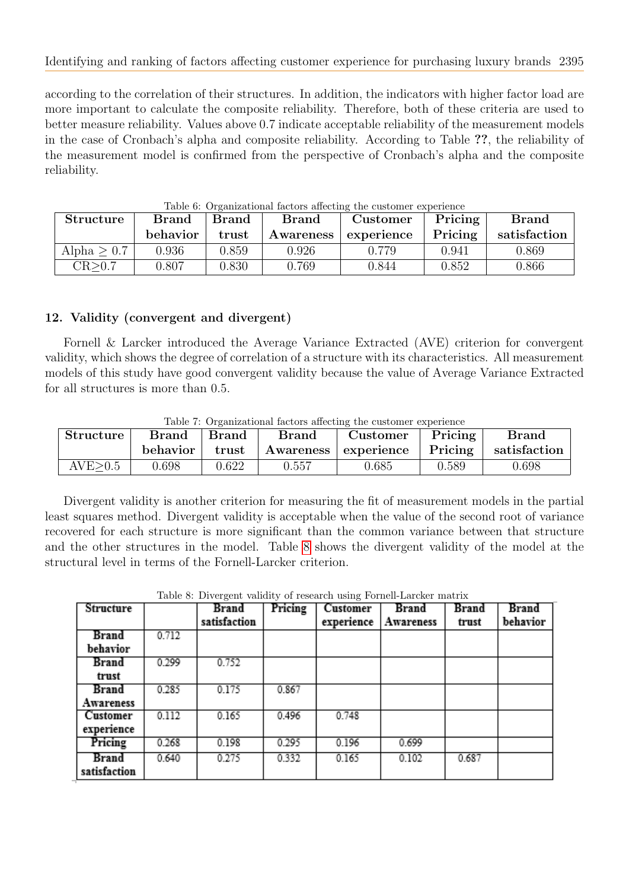according to the correlation of their structures. In addition, the indicators with higher factor load are more important to calculate the composite reliability. Therefore, both of these criteria are used to better measure reliability. Values above 0.7 indicate acceptable reliability of the measurement models in the case of Cronbach's alpha and composite reliability. According to Table **??**, the reliability of the measurement model is confirmed from the perspective of Cronbach's alpha and the composite reliability.

Table 6: Organizational factors affecting the customer experience

| Structure | Brand behavior | Brand trust | Brand Awareness | Customer experience | Pricing Pricing | Brand satisfaction |
|---|---|---|---|---|---|---|
| Alpha $\geq 0.7$ | 0.936 | 0.859 | 0.926 | 0.779 | 0.941 | 0.869 |
| CR$\geq$0.7 | 0.807 | 0.830 | 0.769 | 0.844 | 0.852 | 0.866 |

## 12. Validity (convergent and divergent)

Fornell & Larcker introduced the Average Variance Extracted (AVE) criterion for convergent validity, which shows the degree of correlation of a structure with its characteristics. All measurement models of this study have good convergent validity because the value of Average Variance Extracted for all structures is more than 0.5.

Table 7: Organizational factors affecting the customer experience

| Structure | Brand behavior | Brand trust | Brand Awareness | Customer experience | Pricing Pricing | Brand satisfaction |
|---|---|---|---|---|---|---|
| AVE$\geq$0.5 | 0.698 | 0.622 | 0.557 | 0.685 | 0.589 | 0.698 |

Divergent validity is another criterion for measuring the fit of measurement models in the partial least squares method. Divergent validity is acceptable when the value of the second root of variance recovered for each structure is more significant than the common variance between that structure and the other structures in the model. Table 8 shows the divergent validity of the model at the structural level in terms of the Fornell-Larcker criterion.

Table 8: Divergent validity of research using Fornell-Larcker matrix

| Structure | | Brand satisfaction | Pricing | Customer experience | Brand Awareness | Brand trust | Brand behavior |
|---|---|---|---|---|---|---|---|
| Brand behavior | 0.712 | | | | | | |
| Brand trust | 0.299 | 0.752 | | | | | |
| Brand Awareness | 0.285 | 0.175 | 0.867 | | | | |
| Customer experience | 0.112 | 0.165 | 0.496 | 0.748 | | | |
| Pricing | 0.268 | 0.198 | 0.295 | 0.196 | 0.699 | | |
| Brand satisfaction | 0.640 | 0.275 | 0.332 | 0.165 | 0.102 | 0.687 | |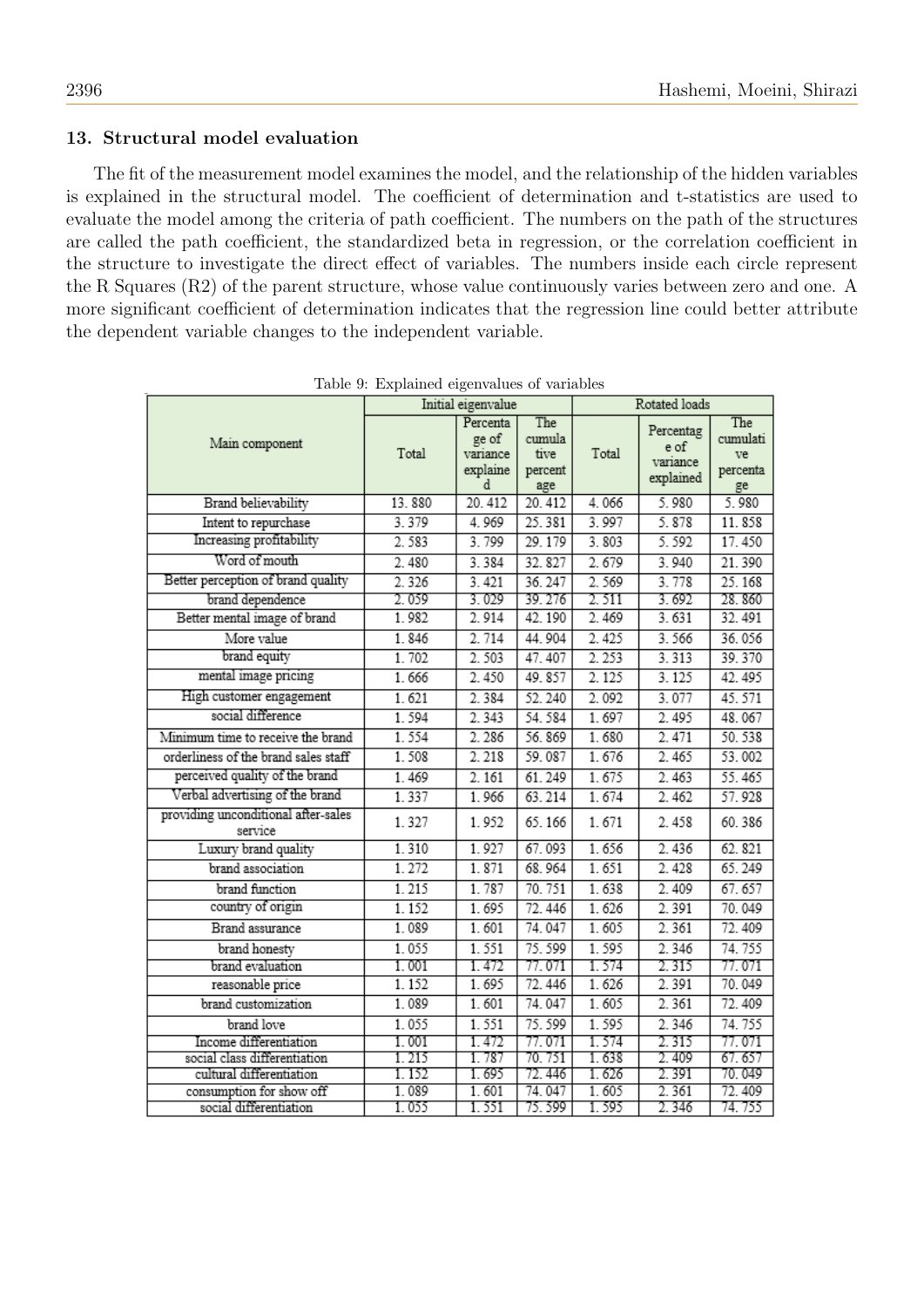## 13. Structural model evaluation

The fit of the measurement model examines the model, and the relationship of the hidden variables is explained in the structural model. The coefficient of determination and t-statistics are used to evaluate the model among the criteria of path coefficient. The numbers on the path of the structures are called the path coefficient, the standardized beta in regression, or the correlation coefficient in the structure to investigate the direct effect of variables. The numbers inside each circle represent the R Squares (R2) of the parent structure, whose value continuously varies between zero and one. A more significant coefficient of determination indicates that the regression line could better attribute the dependent variable changes to the independent variable.

Table 9: Explained eigenvalues of variables

| Main component | Initial eigenvalue | | | Rotated loads | | |
|---|---|---|---|---|---|---|
| | Total | Percentage of variance explained | The cumulative percentage | Total | Percentage of variance explained | The cumulative percentage |
| Brand believability | 13. 880 | 20. 412 | 20. 412 | 4. 066 | 5. 980 | 5. 980 |
| Intent to repurchase | 3. 379 | 4. 969 | 25. 381 | 3. 997 | 5. 878 | 11. 858 |
| Increasing profitability | 2. 583 | 3. 799 | 29. 179 | 3. 803 | 5. 592 | 17. 450 |
| Word of mouth | 2. 480 | 3. 384 | 32. 827 | 2. 679 | 3. 940 | 21. 390 |
| Better perception of brand quality | 2. 326 | 3. 421 | 36. 247 | 2. 569 | 3. 778 | 25. 168 |
| brand dependence | 2. 059 | 3. 029 | 39. 276 | 2. 511 | 3. 692 | 28. 860 |
| Better mental image of brand | 1. 982 | 2. 914 | 42. 190 | 2. 469 | 3. 631 | 32. 491 |
| More value | 1. 846 | 2. 714 | 44. 904 | 2. 425 | 3. 566 | 36. 056 |
| brand equity | 1. 702 | 2. 503 | 47. 407 | 2. 253 | 3. 313 | 39. 370 |
| mental image pricing | 1. 666 | 2. 450 | 49. 857 | 2. 125 | 3. 125 | 42. 495 |
| High customer engagement | 1. 621 | 2. 384 | 52. 240 | 2. 092 | 3. 077 | 45. 571 |
| social difference | 1. 594 | 2. 343 | 54. 584 | 1. 697 | 2. 495 | 48. 067 |
| Minimum time to receive the brand | 1. 554 | 2. 286 | 56. 869 | 1. 680 | 2. 471 | 50. 538 |
| orderliness of the brand sales staff | 1. 508 | 2. 218 | 59. 087 | 1. 676 | 2. 465 | 53. 002 |
| perceived quality of the brand | 1. 469 | 2. 161 | 61. 249 | 1. 675 | 2. 463 | 55. 465 |
| Verbal advertising of the brand | 1. 337 | 1. 966 | 63. 214 | 1. 674 | 2. 462 | 57. 928 |
| providing unconditional after-sales service | 1. 327 | 1. 952 | 65. 166 | 1. 671 | 2. 458 | 60. 386 |
| Luxury brand quality | 1. 310 | 1. 927 | 67. 093 | 1. 656 | 2. 436 | 62. 821 |
| brand association | 1. 272 | 1. 871 | 68. 964 | 1. 651 | 2. 428 | 65. 249 |
| brand function | 1. 215 | 1. 787 | 70. 751 | 1. 638 | 2. 409 | 67. 657 |
| country of origin | 1. 152 | 1. 695 | 72. 446 | 1. 626 | 2. 391 | 70. 049 |
| Brand assurance | 1. 089 | 1. 601 | 74. 047 | 1. 605 | 2. 361 | 72. 409 |
| brand honesty | 1. 055 | 1. 551 | 75. 599 | 1. 595 | 2. 346 | 74. 755 |
| brand evaluation | 1. 001 | 1. 472 | 77. 071 | 1. 574 | 2. 315 | 77. 071 |
| reasonable price | 1. 152 | 1. 695 | 72. 446 | 1. 626 | 2. 391 | 70. 049 |
| brand customization | 1. 089 | 1. 601 | 74. 047 | 1. 605 | 2. 361 | 72. 409 |
| brand love | 1. 055 | 1. 551 | 75. 599 | 1. 595 | 2. 346 | 74. 755 |
| Income differentiation | 1. 001 | 1. 472 | 77. 071 | 1. 574 | 2. 315 | 77. 071 |
| social class differentiation | 1. 215 | 1. 787 | 70. 751 | 1. 638 | 2. 409 | 67. 657 |
| cultural differentiation | 1. 152 | 1. 695 | 72. 446 | 1. 626 | 2. 391 | 70. 049 |
| consumption for show off | 1. 089 | 1. 601 | 74. 047 | 1. 605 | 2. 361 | 72. 409 |
| social differentiation | 1. 055 | 1. 551 | 75. 599 | 1. 595 | 2. 346 | 74. 755 |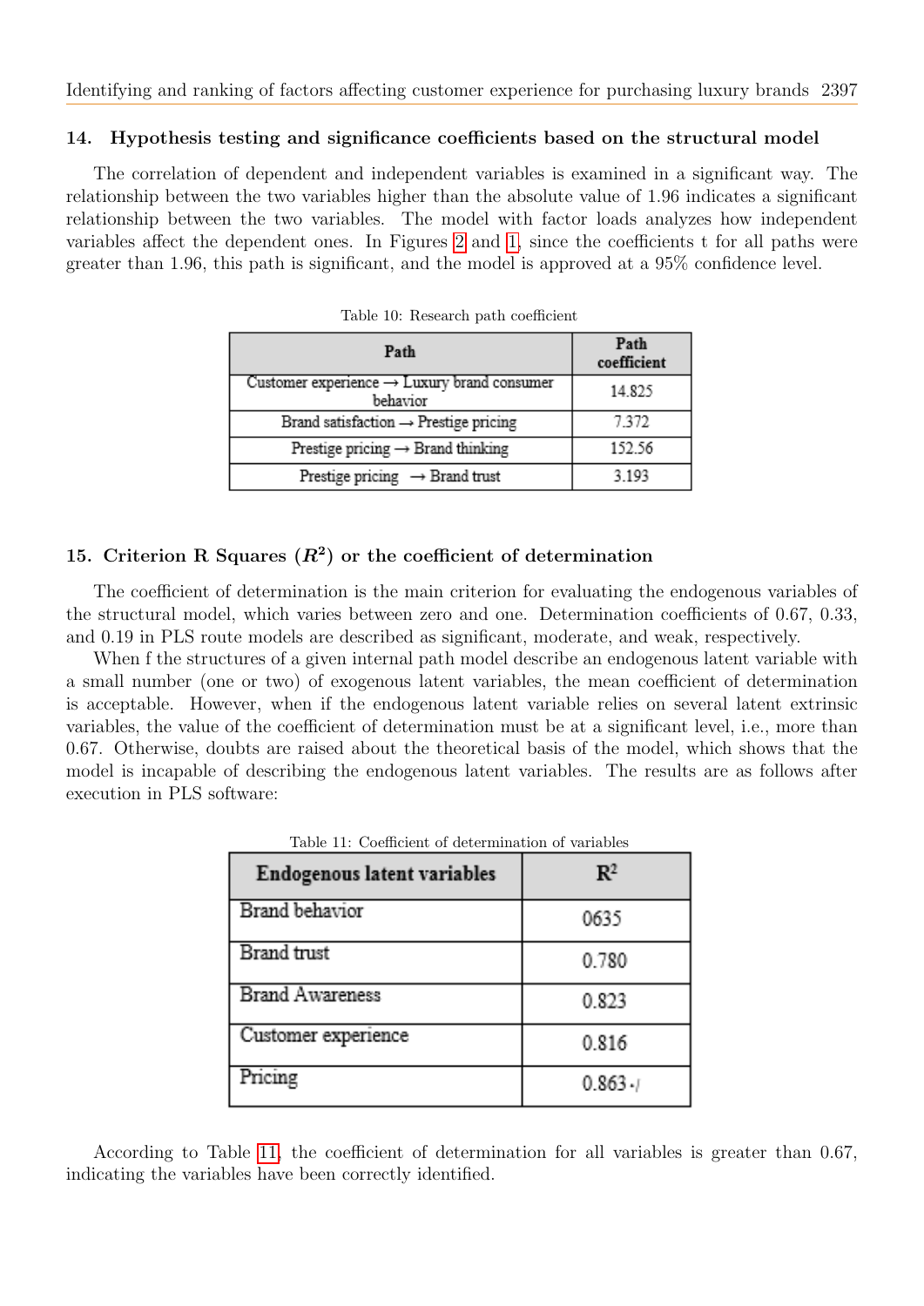## 14. Hypothesis testing and significance coefficients based on the structural model

The correlation of dependent and independent variables is examined in a significant way. The relationship between the two variables higher than the absolute value of 1.96 indicates a significant relationship between the two variables. The model with factor loads analyzes how independent variables affect the dependent ones. In Figures 2 and 1, since the coefficients t for all paths were greater than 1.96, this path is significant, and the model is approved at a 95% confidence level.

Table 10: Research path coefficient

| Path | Path coefficient |
|---|---|
| Customer experience → Luxury brand consumer behavior | 14.825 |
| Brand satisfaction → Prestige pricing | 7.372 |
| Prestige pricing → Brand thinking | 152.56 |
| Prestige pricing → Brand trust | 3.193 |

## 15. Criterion R Squares ($R^2$) or the coefficient of determination

The coefficient of determination is the main criterion for evaluating the endogenous variables of the structural model, which varies between zero and one. Determination coefficients of 0.67, 0.33, and 0.19 in PLS route models are described as significant, moderate, and weak, respectively.

When f the structures of a given internal path model describe an endogenous latent variable with a small number (one or two) of exogenous latent variables, the mean coefficient of determination is acceptable. However, when if the endogenous latent variable relies on several latent extrinsic variables, the value of the coefficient of determination must be at a significant level, i.e., more than 0.67. Otherwise, doubts are raised about the theoretical basis of the model, which shows that the model is incapable of describing the endogenous latent variables. The results are as follows after execution in PLS software:

Table 11: Coefficient of determination of variables

| Endogenous latent variables | $R^2$ |
|---|---|
| Brand behavior | 0635 |
| Brand trust | 0.780 |
| Brand Awareness | 0.823 |
| Customer experience | 0.816 |
| Pricing | 0.863 |

According to Table 11, the coefficient of determination for all variables is greater than 0.67, indicating the variables have been correctly identified.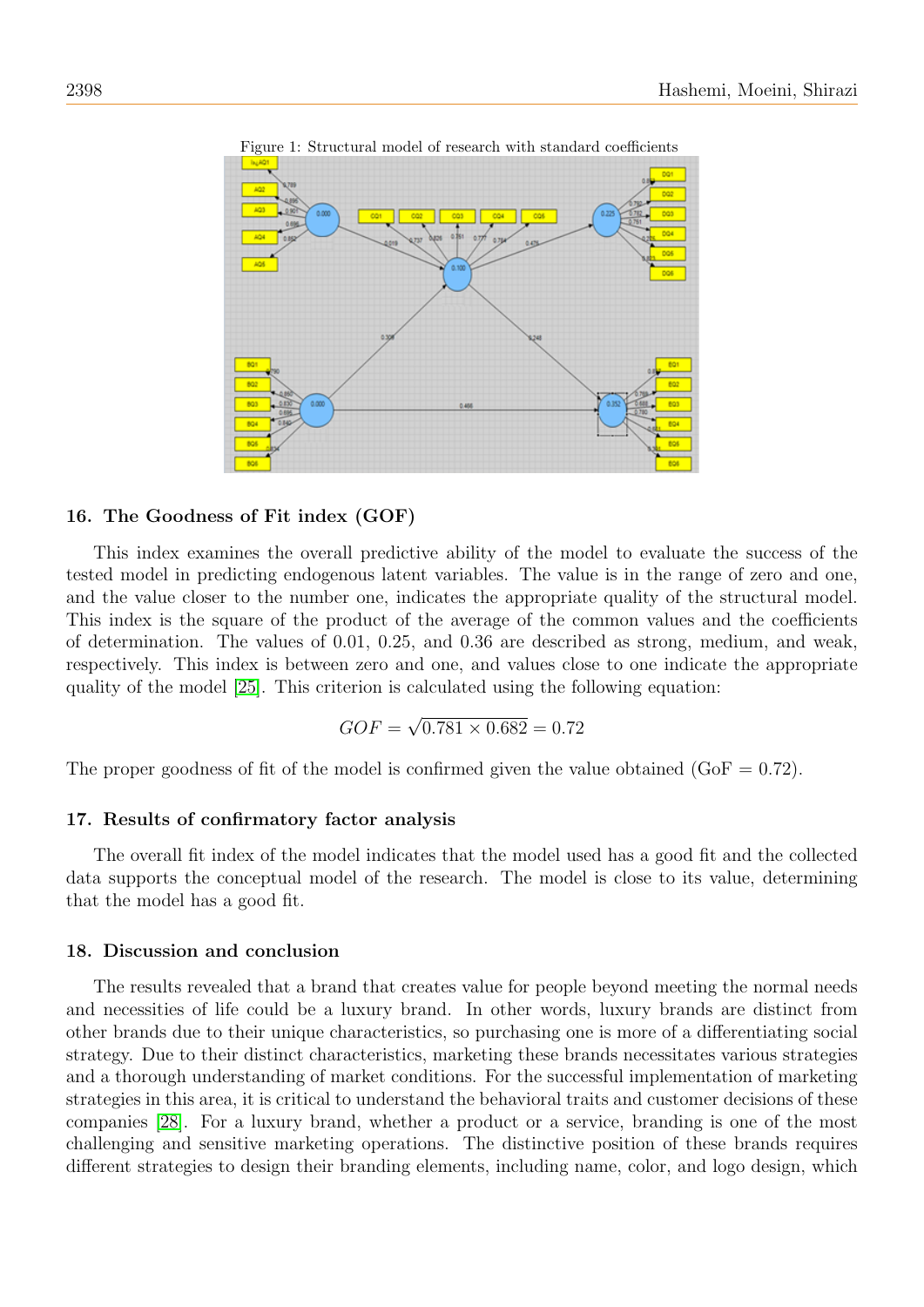Figure 1: Structural model of research with standard coefficients

## 16. The Goodness of Fit index (GOF)

This index examines the overall predictive ability of the model to evaluate the success of the tested model in predicting endogenous latent variables. The value is in the range of zero and one, and the value closer to the number one, indicates the appropriate quality of the structural model. This index is the square of the product of the average of the common values and the coefficients of determination. The values of 0.01, 0.25, and 0.36 are described as strong, medium, and weak, respectively. This index is between zero and one, and values close to one indicate the appropriate quality of the model [25]. This criterion is calculated using the following equation:

$$GOF = \sqrt{0.781 \times 0.682} = 0.72$$

The proper goodness of fit of the model is confirmed given the value obtained (GoF = 0.72).

## 17. Results of confirmatory factor analysis

The overall fit index of the model indicates that the model used has a good fit and the collected data supports the conceptual model of the research. The model is close to its value, determining that the model has a good fit.

## 18. Discussion and conclusion

The results revealed that a brand that creates value for people beyond meeting the normal needs and necessities of life could be a luxury brand. In other words, luxury brands are distinct from other brands due to their unique characteristics, so purchasing one is more of a differentiating social strategy. Due to their distinct characteristics, marketing these brands necessitates various strategies and a thorough understanding of market conditions. For the successful implementation of marketing strategies in this area, it is critical to understand the behavioral traits and customer decisions of these companies [28]. For a luxury brand, whether a product or a service, branding is one of the most challenging and sensitive marketing operations. The distinctive position of these brands requires different strategies to design their branding elements, including name, color, and logo design, which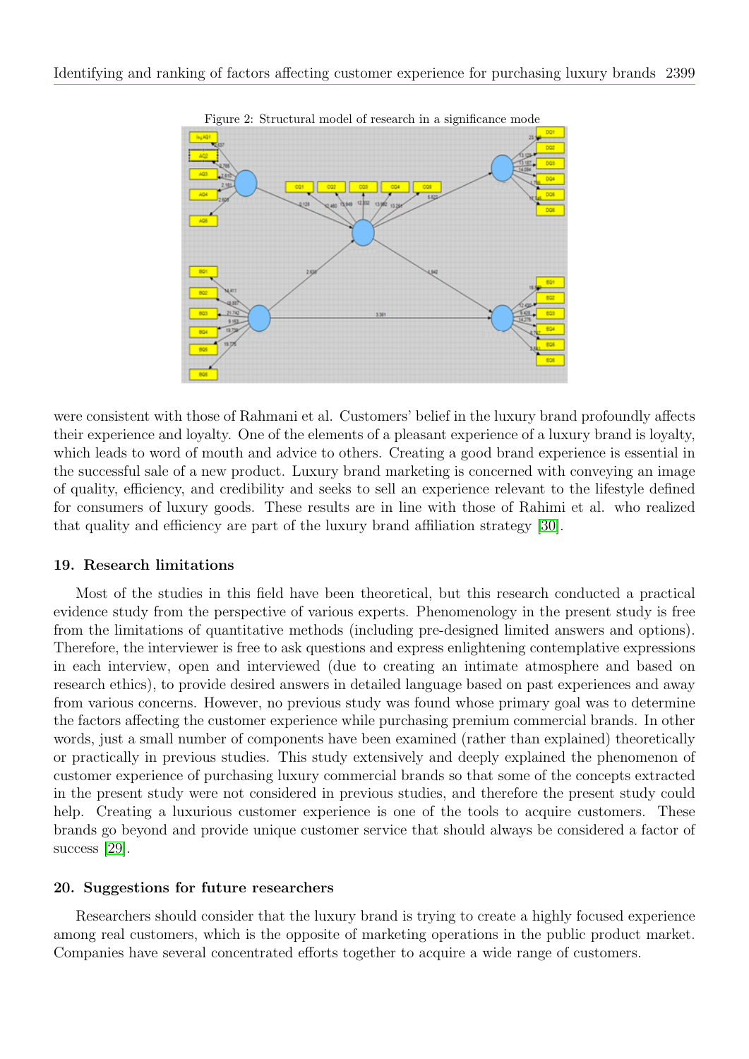Figure 2: Structural model of research in a significance mode

were consistent with those of Rahmani et al. Customers' belief in the luxury brand profoundly affects their experience and loyalty. One of the elements of a pleasant experience of a luxury brand is loyalty, which leads to word of mouth and advice to others. Creating a good brand experience is essential in the successful sale of a new product. Luxury brand marketing is concerned with conveying an image of quality, efficiency, and credibility and seeks to sell an experience relevant to the lifestyle defined for consumers of luxury goods. These results are in line with those of Rahimi et al. who realized that quality and efficiency are part of the luxury brand affiliation strategy [30].

## 19. Research limitations

Most of the studies in this field have been theoretical, but this research conducted a practical evidence study from the perspective of various experts. Phenomenology in the present study is free from the limitations of quantitative methods (including pre-designed limited answers and options). Therefore, the interviewer is free to ask questions and express enlightening contemplative expressions in each interview, open and interviewed (due to creating an intimate atmosphere and based on research ethics), to provide desired answers in detailed language based on past experiences and away from various concerns. However, no previous study was found whose primary goal was to determine the factors affecting the customer experience while purchasing premium commercial brands. In other words, just a small number of components have been examined (rather than explained) theoretically or practically in previous studies. This study extensively and deeply explained the phenomenon of customer experience of purchasing luxury commercial brands so that some of the concepts extracted in the present study were not considered in previous studies, and therefore the present study could help. Creating a luxurious customer experience is one of the tools to acquire customers. These brands go beyond and provide unique customer service that should always be considered a factor of success [29].

## 20. Suggestions for future researchers

Researchers should consider that the luxury brand is trying to create a highly focused experience among real customers, which is the opposite of marketing operations in the public product market. Companies have several concentrated efforts together to acquire a wide range of customers.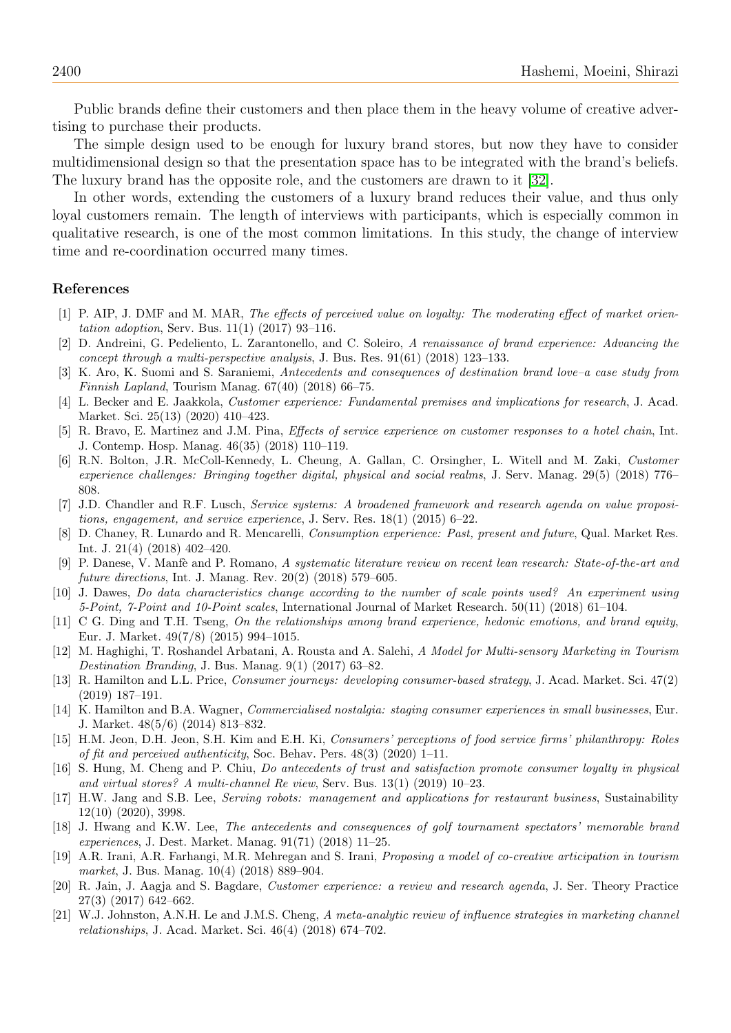Public brands define their customers and then place them in the heavy volume of creative advertising to purchase their products.

The simple design used to be enough for luxury brand stores, but now they have to consider multidimensional design so that the presentation space has to be integrated with the brand's beliefs. The luxury brand has the opposite role, and the customers are drawn to it [32].

In other words, extending the customers of a luxury brand reduces their value, and thus only loyal customers remain. The length of interviews with participants, which is especially common in qualitative research, is one of the most common limitations. In this study, the change of interview time and re-coordination occurred many times.

## References

[1] P. AIP, J. DMF and M. MAR, *The effects of perceived value on loyalty: The moderating effect of market orientation adoption*, Serv. Bus. 11(1) (2017) 93–116.

[2] D. Andreini, G. Pedeliento, L. Zarantonello, and C. Soleiro, *A renaissance of brand experience: Advancing the concept through a multi-perspective analysis*, J. Bus. Res. 91(61) (2018) 123–133.

[3] K. Aro, K. Suomi and S. Saraniemi, *Antecedents and consequences of destination brand love–a case study from Finnish Lapland*, Tourism Manag. 67(40) (2018) 66–75.

[4] L. Becker and E. Jaakkola, *Customer experience: Fundamental premises and implications for research*, J. Acad. Market. Sci. 25(13) (2020) 410–423.

[5] R. Bravo, E. Martinez and J.M. Pina, *Effects of service experience on customer responses to a hotel chain*, Int. J. Contemp. Hosp. Manag. 46(35) (2018) 110–119.

[6] R.N. Bolton, J.R. McColl-Kennedy, L. Cheung, A. Gallan, C. Orsingher, L. Witell and M. Zaki, *Customer experience challenges: Bringing together digital, physical and social realms*, J. Serv. Manag. 29(5) (2018) 776–808.

[7] J.D. Chandler and R.F. Lusch, *Service systems: A broadened framework and research agenda on value propositions, engagement, and service experience*, J. Serv. Res. 18(1) (2015) 6–22.

[8] D. Chaney, R. Lunardo and R. Mencarelli, *Consumption experience: Past, present and future*, Qual. Market Res. Int. J. 21(4) (2018) 402–420.

[9] P. Danese, V. Manfè and P. Romano, *A systematic literature review on recent lean research: State-of-the-art and future directions*, Int. J. Manag. Rev. 20(2) (2018) 579–605.

[10] J. Dawes, *Do data characteristics change according to the number of scale points used? An experiment using 5-Point, 7-Point and 10-Point scales*, International Journal of Market Research. 50(11) (2018) 61–104.

[11] C G. Ding and T.H. Tseng, *On the relationships among brand experience, hedonic emotions, and brand equity*, Eur. J. Market. 49(7/8) (2015) 994–1015.

[12] M. Haghighi, T. Roshandel Arbatani, A. Rousta and A. Salehi, *A Model for Multi-sensory Marketing in Tourism Destination Branding*, J. Bus. Manag. 9(1) (2017) 63–82.

[13] R. Hamilton and L.L. Price, *Consumer journeys: developing consumer-based strategy*, J. Acad. Market. Sci. 47(2) (2019) 187–191.

[14] K. Hamilton and B.A. Wagner, *Commercialised nostalgia: staging consumer experiences in small businesses*, Eur. J. Market. 48(5/6) (2014) 813–832.

[15] H.M. Jeon, D.H. Jeon, S.H. Kim and E.H. Ki, *Consumers' perceptions of food service firms' philanthropy: Roles of fit and perceived authenticity*, Soc. Behav. Pers. 48(3) (2020) 1–11.

[16] S. Hung, M. Cheng and P. Chiu, *Do antecedents of trust and satisfaction promote consumer loyalty in physical and virtual stores? A multi-channel Re view*, Serv. Bus. 13(1) (2019) 10–23.

[17] H.W. Jang and S.B. Lee, *Serving robots: management and applications for restaurant business*, Sustainability 12(10) (2020), 3998.

[18] J. Hwang and K.W. Lee, *The antecedents and consequences of golf tournament spectators' memorable brand experiences*, J. Dest. Market. Manag. 91(71) (2018) 11–25.

[19] A.R. Irani, A.R. Farhangi, M.R. Mehregan and S. Irani, *Proposing a model of co-creative articipation in tourism market*, J. Bus. Manag. 10(4) (2018) 889–904.

[20] R. Jain, J. Aagja and S. Bagdare, *Customer experience: a review and research agenda*, J. Ser. Theory Practice 27(3) (2017) 642–662.

[21] W.J. Johnston, A.N.H. Le and J.M.S. Cheng, *A meta-analytic review of influence strategies in marketing channel relationships*, J. Acad. Market. Sci. 46(4) (2018) 674–702.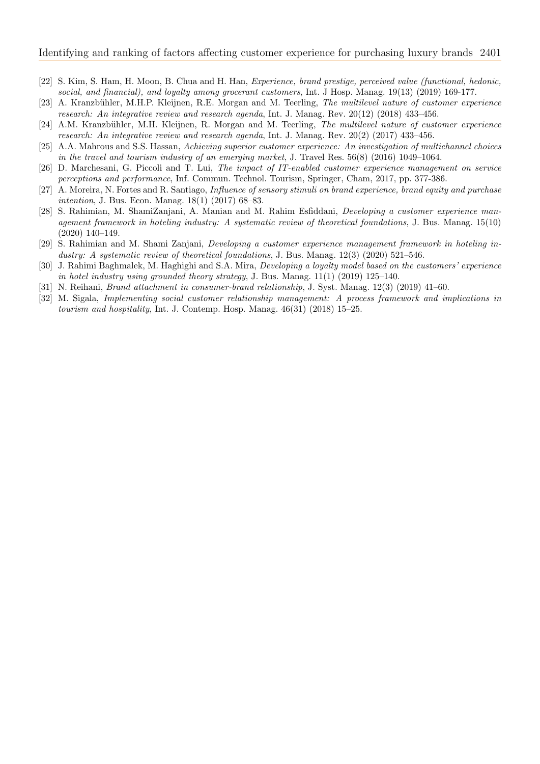[22] S. Kim, S. Ham, H. Moon, B. Chua and H. Han, *Experience, brand prestige, perceived value (functional, hedonic, social, and financial), and loyalty among grocerant customers*, Int. J Hosp. Manag. 19(13) (2019) 169-177.

[23] A. Kranzbühler, M.H.P. Kleijnen, R.E. Morgan and M. Teerling, *The multilevel nature of customer experience research: An integrative review and research agenda*, Int. J. Manag. Rev. 20(12) (2018) 433–456.

[24] A.M. Kranzbühler, M.H. Kleijnen, R. Morgan and M. Teerling, *The multilevel nature of customer experience research: An integrative review and research agenda*, Int. J. Manag. Rev. 20(2) (2017) 433–456.

[25] A.A. Mahrous and S.S. Hassan, *Achieving superior customer experience: An investigation of multichannel choices in the travel and tourism industry of an emerging market*, J. Travel Res. 56(8) (2016) 1049–1064.

[26] D. Marchesani, G. Piccoli and T. Lui, *The impact of IT-enabled customer experience management on service perceptions and performance*, Inf. Commun. Technol. Tourism, Springer, Cham, 2017, pp. 377-386.

[27] A. Moreira, N. Fortes and R. Santiago, *Influence of sensory stimuli on brand experience, brand equity and purchase intention*, J. Bus. Econ. Manag. 18(1) (2017) 68–83.

[28] S. Rahimian, M. ShamiZanjani, A. Manian and M. Rahim Esfiddani, *Developing a customer experience management framework in hoteling industry: A systematic review of theoretical foundations*, J. Bus. Manag. 15(10) (2020) 140–149.

[29] S. Rahimian and M. Shami Zanjani, *Developing a customer experience management framework in hoteling industry: A systematic review of theoretical foundations*, J. Bus. Manag. 12(3) (2020) 521–546.

[30] J. Rahimi Baghmalek, M. Haghighi and S.A. Mira, *Developing a loyalty model based on the customers' experience in hotel industry using grounded theory strategy*, J. Bus. Manag. 11(1) (2019) 125–140.

[31] N. Reihani, *Brand attachment in consumer-brand relationship*, J. Syst. Manag. 12(3) (2019) 41–60.

[32] M. Sigala, *Implementing social customer relationship management: A process framework and implications in tourism and hospitality*, Int. J. Contemp. Hosp. Manag. 46(31) (2018) 15–25.